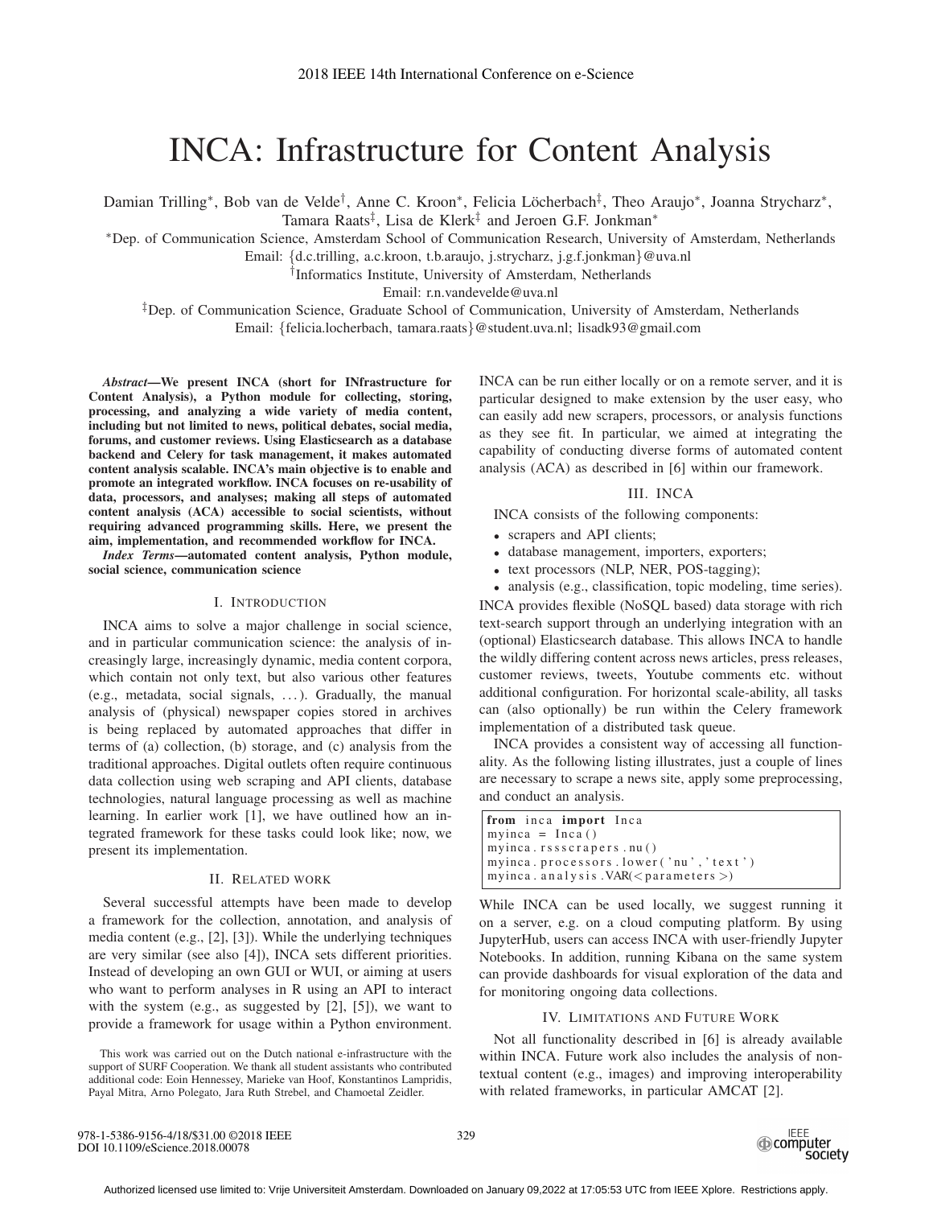# INCA: Infrastructure for Content Analysis

Damian Trilling*, Bob van de Velde†, Anne C. Kroon*, Felicia Löcherbach‡, Theo Araujo*, Joanna Strycharz*, Tamara Raats‡, Lisa de Klerk‡ and Jeroen G.F. Jonkman*

*Dep. of Communication Science, Amsterdam School of Communication Research, University of Amsterdam, Netherlands
Email: {d.c.trilling, a.c.kroon, t.b.araujo, j.strycharz, j.g.f.jonkman}@uva.nl

†Informatics Institute, University of Amsterdam, Netherlands
Email: r.n.vandevelde@uva.nl

‡Dep. of Communication Science, Graduate School of Communication, University of Amsterdam, Netherlands
Email: {felicia.locherbach, tamara.raats}@student.uva.nl; lisadk93@gmail.com

***Abstract*—We present INCA (short for INfrastructure for Content Analysis), a Python module for collecting, storing, processing, and analyzing a wide variety of media content, including but not limited to news, political debates, social media, forums, and customer reviews. Using Elasticsearch as a database backend and Celery for task management, it makes automated content analysis scalable. INCA's main objective is to enable and promote an integrated workflow. INCA focuses on re-usability of data, processors, and analyses; making all steps of automated content analysis (ACA) accessible to social scientists, without requiring advanced programming skills. Here, we present the aim, implementation, and recommended workflow for INCA.**

***Index Terms*—automated content analysis, Python module, social science, communication science**

## I. Introduction

INCA aims to solve a major challenge in social science, and in particular communication science: the analysis of increasingly large, increasingly dynamic, media content corpora, which contain not only text, but also various other features (e.g., metadata, social signals, ...). Gradually, the manual analysis of (physical) newspaper copies stored in archives is being replaced by automated approaches that differ in terms of (a) collection, (b) storage, and (c) analysis from the traditional approaches. Digital outlets often require continuous data collection using web scraping and API clients, database technologies, natural language processing as well as machine learning. In earlier work [1], we have outlined how an integrated framework for these tasks could look like; now, we present its implementation.

## II. Related work

Several successful attempts have been made to develop a framework for the collection, annotation, and analysis of media content (e.g., [2], [3]). While the underlying techniques are very similar (see also [4]), INCA sets different priorities. Instead of developing an own GUI or WUI, or aiming at users who want to perform analyses in R using an API to interact with the system (e.g., as suggested by [2], [5]), we want to provide a framework for usage within a Python environment. INCA can be run either locally or on a remote server, and it is particular designed to make extension by the user easy, who can easily add new scrapers, processors, or analysis functions as they see fit. In particular, we aimed at integrating the capability of conducting diverse forms of automated content analysis (ACA) as described in [6] within our framework.

## III. INCA

INCA consists of the following components:

- scrapers and API clients;
- database management, importers, exporters;
- text processors (NLP, NER, POS-tagging);
- analysis (e.g., classification, topic modeling, time series).

INCA provides flexible (NoSQL based) data storage with rich text-search support through an underlying integration with an (optional) Elasticsearch database. This allows INCA to handle the wildly differing content across news articles, press releases, customer reviews, tweets, Youtube comments etc. without additional configuration. For horizontal scale-ability, all tasks can (also optionally) be run within the Celery framework implementation of a distributed task queue.

INCA provides a consistent way of accessing all functionality. As the following listing illustrates, just a couple of lines are necessary to scrape a news site, apply some preprocessing, and conduct an analysis.

```
from inca import Inca
myinca = Inca()
myinca.rssscrapers.nu()
myinca.processors.lower('nu','text')
myinca.analysis.VAR(<parameters>)
```

While INCA can be used locally, we suggest running it on a server, e.g. on a cloud computing platform. By using JupyterHub, users can access INCA with user-friendly Jupyter Notebooks. In addition, running Kibana on the same system can provide dashboards for visual exploration of the data and for monitoring ongoing data collections.

## IV. Limitations and Future Work

Not all functionality described in [6] is already available within INCA. Future work also includes the analysis of non-textual content (e.g., images) and improving interoperability with related frameworks, in particular AMCAT [2].

This work was carried out on the Dutch national e-infrastructure with the support of SURF Cooperation. We thank all student assistants who contributed additional code: Eoin Hennessey, Marieke van Hoof, Konstantinos Lampridis, Payal Mitra, Arno Polegato, Jara Ruth Strebel, and Chamoetal Zeidler.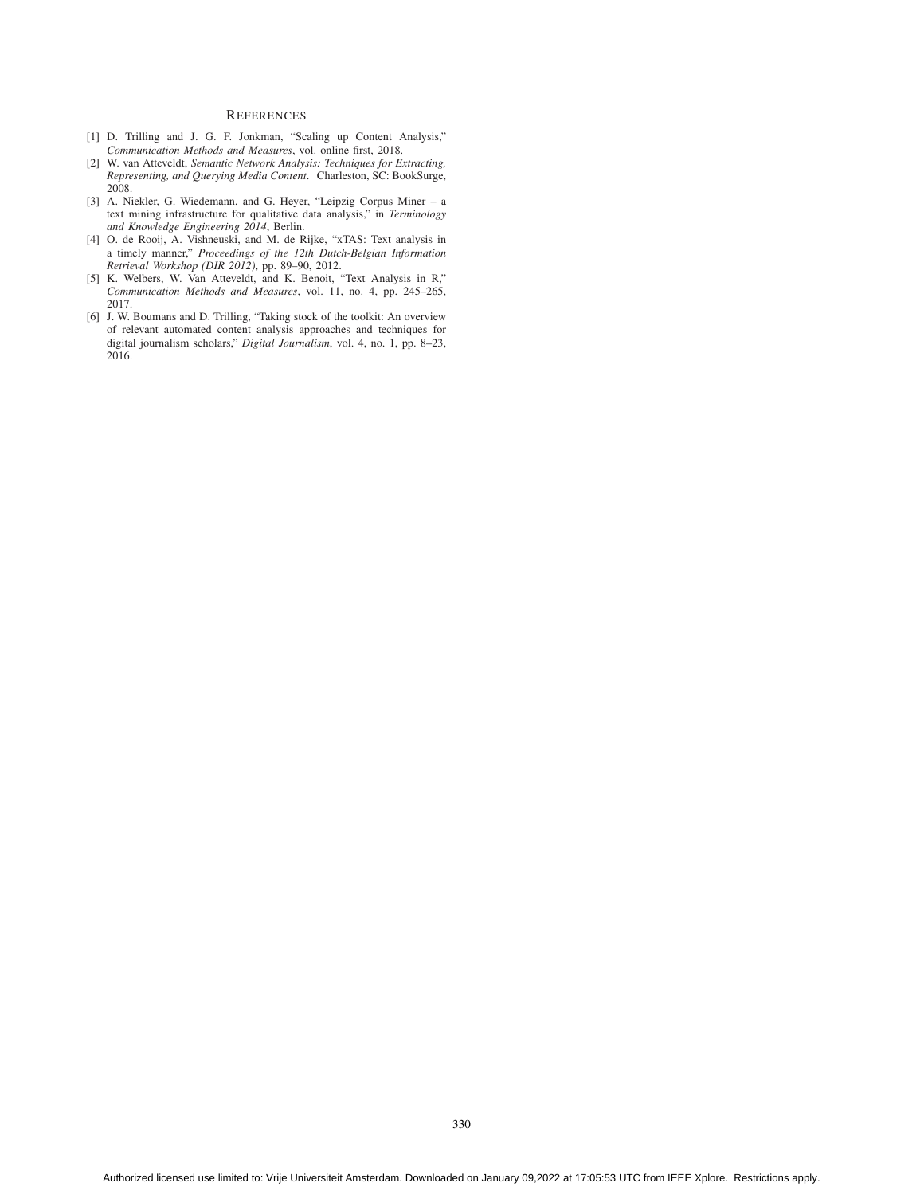## References

[1] D. Trilling and J. G. F. Jonkman, "Scaling up Content Analysis," *Communication Methods and Measures*, vol. online first, 2018.

[2] W. van Atteveldt, *Semantic Network Analysis: Techniques for Extracting, Representing, and Querying Media Content*. Charleston, SC: BookSurge, 2008.

[3] A. Niekler, G. Wiedemann, and G. Heyer, "Leipzig Corpus Miner – a text mining infrastructure for qualitative data analysis," in *Terminology and Knowledge Engineering 2014*, Berlin.

[4] O. de Rooij, A. Vishneuski, and M. de Rijke, "xTAS: Text analysis in a timely manner," *Proceedings of the 12th Dutch-Belgian Information Retrieval Workshop (DIR 2012)*, pp. 89–90, 2012.

[5] K. Welbers, W. Van Atteveldt, and K. Benoit, "Text Analysis in R," *Communication Methods and Measures*, vol. 11, no. 4, pp. 245–265, 2017.

[6] J. W. Boumans and D. Trilling, "Taking stock of the toolkit: An overview of relevant automated content analysis approaches and techniques for digital journalism scholars," *Digital Journalism*, vol. 4, no. 1, pp. 8–23, 2016.